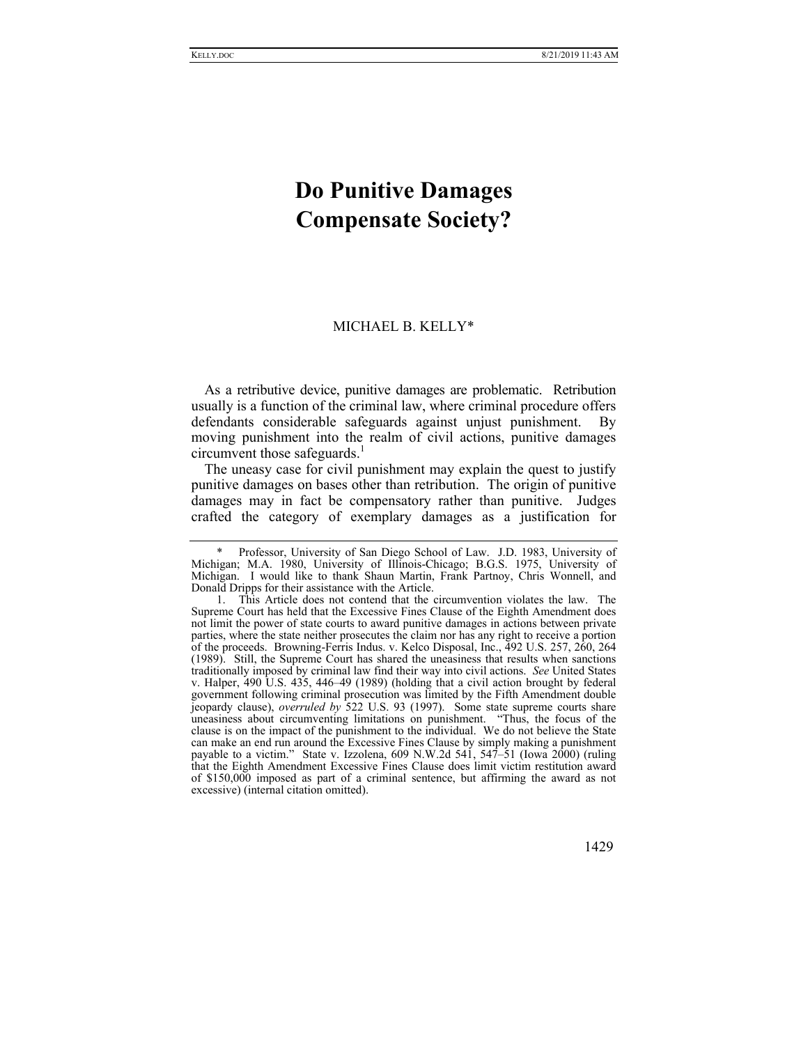# Do Punitive Damages Compensate Society?

MICHAEL B. KELLY*

As a retributive device, punitive damages are problematic. Retribution usually is a function of the criminal law, where criminal procedure offers defendants considerable safeguards against unjust punishment. By moving punishment into the realm of civil actions, punitive damages circumvent those safeguards.[1]

The uneasy case for civil punishment may explain the quest to justify punitive damages on bases other than retribution. The origin of punitive damages may in fact be compensatory rather than punitive. Judges crafted the category of exemplary damages as a justification for

---

\* Professor, University of San Diego School of Law. J.D. 1983, University of Michigan; M.A. 1980, University of Illinois-Chicago; B.G.S. 1975, University of Michigan. I would like to thank Shaun Martin, Frank Partnoy, Chris Wonnell, and Donald Dripps for their assistance with the Article.

1. This Article does not contend that the circumvention violates the law. The Supreme Court has held that the Excessive Fines Clause of the Eighth Amendment does not limit the power of state courts to award punitive damages in actions between private parties, where the state neither prosecutes the claim nor has any right to receive a portion of the proceeds. Browning-Ferris Indus. v. Kelco Disposal, Inc., 492 U.S. 257, 260, 264 (1989). Still, the Supreme Court has shared the uneasiness that results when sanctions traditionally imposed by criminal law find their way into civil actions. *See* United States v. Halper, 490 U.S. 435, 446–49 (1989) (holding that a civil action brought by federal government following criminal prosecution was limited by the Fifth Amendment double jeopardy clause), *overruled by* 522 U.S. 93 (1997). Some state supreme courts share uneasiness about circumventing limitations on punishment. "Thus, the focus of the clause is on the impact of the punishment to the individual. We do not believe the State can make an end run around the Excessive Fines Clause by simply making a punishment payable to a victim." State v. Izzolena, 609 N.W.2d 541, 547–51 (Iowa 2000) (ruling that the Eighth Amendment Excessive Fines Clause does limit victim restitution award of $150,000 imposed as part of a criminal sentence, but affirming the award as not excessive) (internal citation omitted).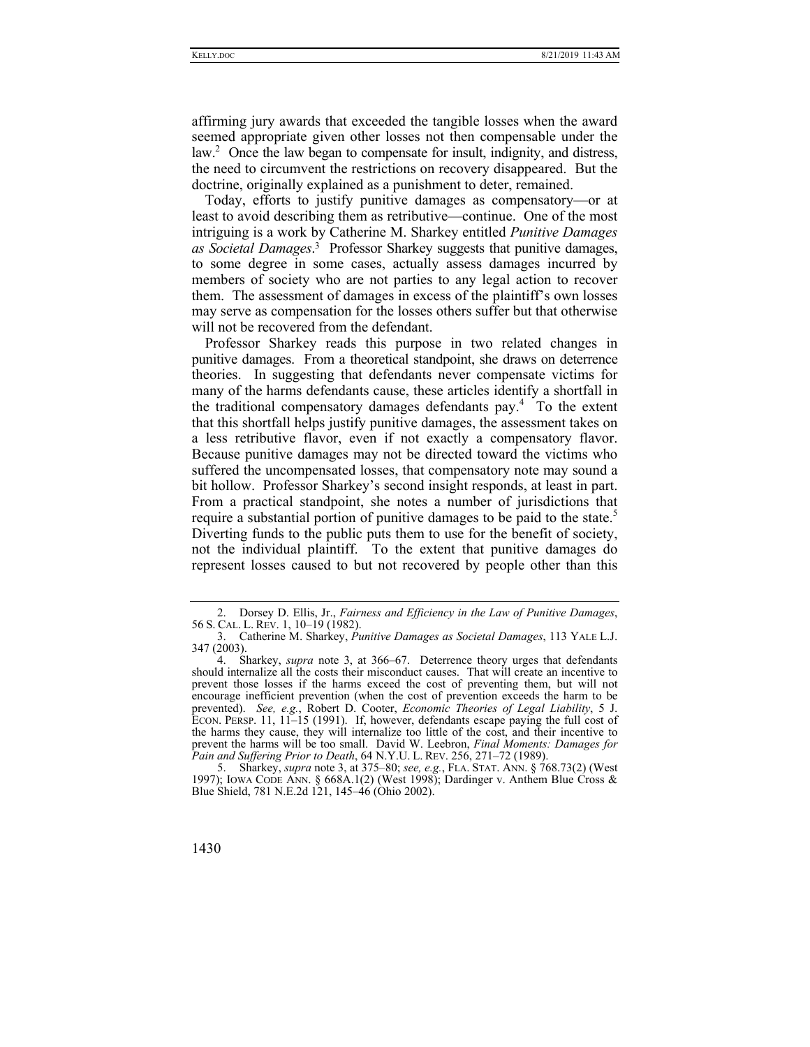affirming jury awards that exceeded the tangible losses when the award seemed appropriate given other losses not then compensable under the law.[2] Once the law began to compensate for insult, indignity, and distress, the need to circumvent the restrictions on recovery disappeared. But the doctrine, originally explained as a punishment to deter, remained.

Today, efforts to justify punitive damages as compensatory—or at least to avoid describing them as retributive—continue. One of the most intriguing is a work by Catherine M. Sharkey entitled *Punitive Damages as Societal Damages*.[3] Professor Sharkey suggests that punitive damages, to some degree in some cases, actually assess damages incurred by members of society who are not parties to any legal action to recover them. The assessment of damages in excess of the plaintiff's own losses may serve as compensation for the losses others suffer but that otherwise will not be recovered from the defendant.

Professor Sharkey reads this purpose in two related changes in punitive damages. From a theoretical standpoint, she draws on deterrence theories. In suggesting that defendants never compensate victims for many of the harms defendants cause, these articles identify a shortfall in the traditional compensatory damages defendants pay.[4] To the extent that this shortfall helps justify punitive damages, the assessment takes on a less retributive flavor, even if not exactly a compensatory flavor. Because punitive damages may not be directed toward the victims who suffered the uncompensated losses, that compensatory note may sound a bit hollow. Professor Sharkey's second insight responds, at least in part. From a practical standpoint, she notes a number of jurisdictions that require a substantial portion of punitive damages to be paid to the state.[5] Diverting funds to the public puts them to use for the benefit of society, not the individual plaintiff. To the extent that punitive damages do represent losses caused to but not recovered by people other than this

---

2. Dorsey D. Ellis, Jr., *Fairness and Efficiency in the Law of Punitive Damages*, 56 S. CAL. L. REV. 1, 10–19 (1982).

3. Catherine M. Sharkey, *Punitive Damages as Societal Damages*, 113 YALE L.J. 347 (2003).

4. Sharkey, *supra* note 3, at 366–67. Deterrence theory urges that defendants should internalize all the costs their misconduct causes. That will create an incentive to prevent those losses if the harms exceed the cost of preventing them, but will not encourage inefficient prevention (when the cost of prevention exceeds the harm to be prevented). *See, e.g.*, Robert D. Cooter, *Economic Theories of Legal Liability*, 5 J. ECON. PERSP. 11, 11–15 (1991). If, however, defendants escape paying the full cost of the harms they cause, they will internalize too little of the cost, and their incentive to prevent the harms will be too small. David W. Leebron, *Final Moments: Damages for Pain and Suffering Prior to Death*, 64 N.Y.U. L. REV. 256, 271–72 (1989).

5. Sharkey, *supra* note 3, at 375–80; *see, e.g.*, FLA. STAT. ANN. § 768.73(2) (West 1997); IOWA CODE ANN. § 668A.1(2) (West 1998); Dardinger v. Anthem Blue Cross & Blue Shield, 781 N.E.2d 121, 145–46 (Ohio 2002).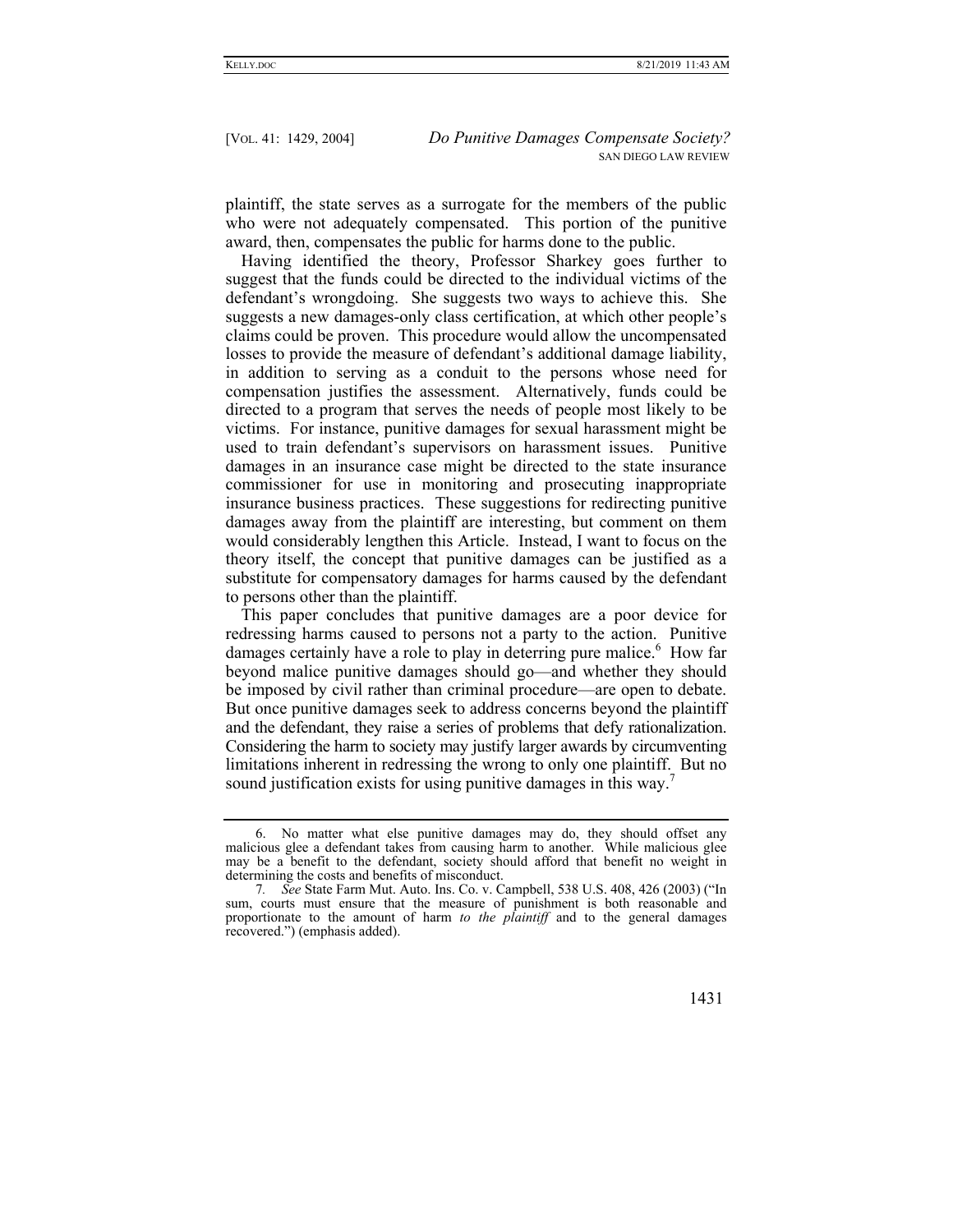plaintiff, the state serves as a surrogate for the members of the public who were not adequately compensated. This portion of the punitive award, then, compensates the public for harms done to the public.

Having identified the theory, Professor Sharkey goes further to suggest that the funds could be directed to the individual victims of the defendant's wrongdoing. She suggests two ways to achieve this. She suggests a new damages-only class certification, at which other people's claims could be proven. This procedure would allow the uncompensated losses to provide the measure of defendant's additional damage liability, in addition to serving as a conduit to the persons whose need for compensation justifies the assessment. Alternatively, funds could be directed to a program that serves the needs of people most likely to be victims. For instance, punitive damages for sexual harassment might be used to train defendant's supervisors on harassment issues. Punitive damages in an insurance case might be directed to the state insurance commissioner for use in monitoring and prosecuting inappropriate insurance business practices. These suggestions for redirecting punitive damages away from the plaintiff are interesting, but comment on them would considerably lengthen this Article. Instead, I want to focus on the theory itself, the concept that punitive damages can be justified as a substitute for compensatory damages for harms caused by the defendant to persons other than the plaintiff.

This paper concludes that punitive damages are a poor device for redressing harms caused to persons not a party to the action. Punitive damages certainly have a role to play in deterring pure malice.[6] How far beyond malice punitive damages should go—and whether they should be imposed by civil rather than criminal procedure—are open to debate. But once punitive damages seek to address concerns beyond the plaintiff and the defendant, they raise a series of problems that defy rationalization. Considering the harm to society may justify larger awards by circumventing limitations inherent in redressing the wrong to only one plaintiff. But no sound justification exists for using punitive damages in this way.[7]

---

6. No matter what else punitive damages may do, they should offset any malicious glee a defendant takes from causing harm to another. While malicious glee may be a benefit to the defendant, society should afford that benefit no weight in determining the costs and benefits of misconduct.

7. *See* State Farm Mut. Auto. Ins. Co. v. Campbell, 538 U.S. 408, 426 (2003) ("In sum, courts must ensure that the measure of punishment is both reasonable and proportionate to the amount of harm *to the plaintiff* and to the general damages recovered.") (emphasis added).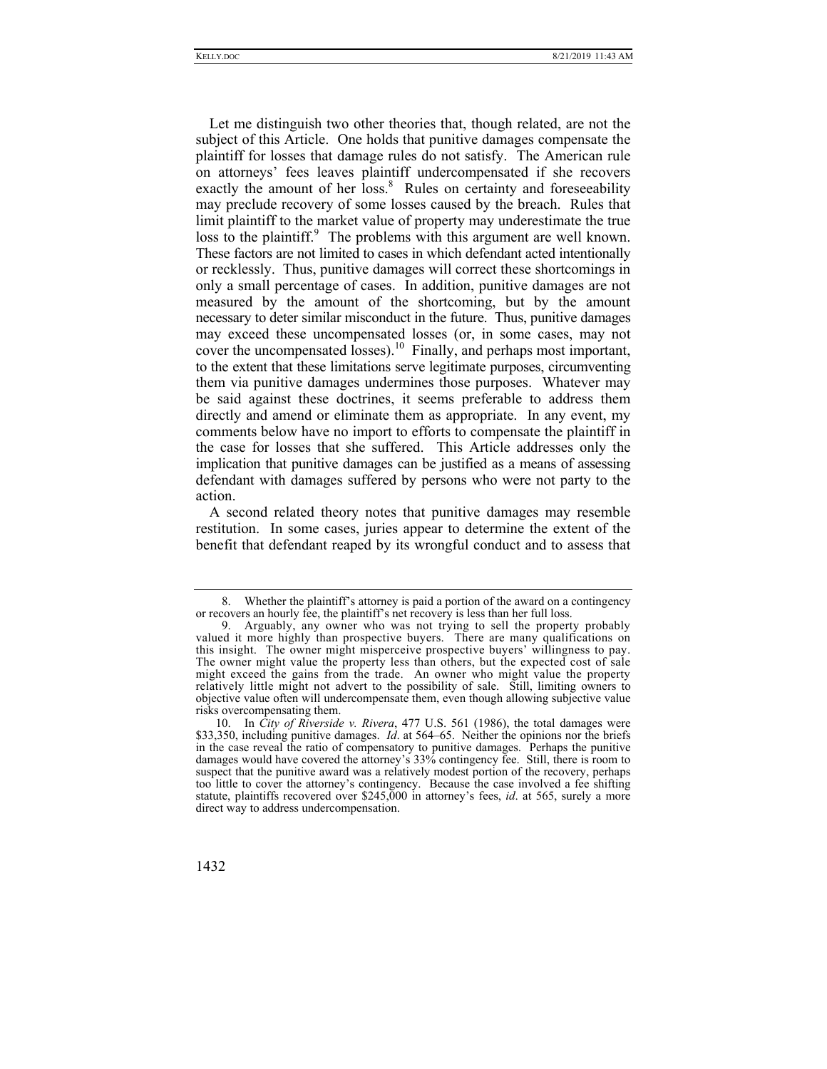Let me distinguish two other theories that, though related, are not the subject of this Article. One holds that punitive damages compensate the plaintiff for losses that damage rules do not satisfy. The American rule on attorneys' fees leaves plaintiff undercompensated if she recovers exactly the amount of her loss.[8] Rules on certainty and foreseeability may preclude recovery of some losses caused by the breach. Rules that limit plaintiff to the market value of property may underestimate the true loss to the plaintiff.[9] The problems with this argument are well known. These factors are not limited to cases in which defendant acted intentionally or recklessly. Thus, punitive damages will correct these shortcomings in only a small percentage of cases. In addition, punitive damages are not measured by the amount of the shortcoming, but by the amount necessary to deter similar misconduct in the future. Thus, punitive damages may exceed these uncompensated losses (or, in some cases, may not cover the uncompensated losses).[10] Finally, and perhaps most important, to the extent that these limitations serve legitimate purposes, circumventing them via punitive damages undermines those purposes. Whatever may be said against these doctrines, it seems preferable to address them directly and amend or eliminate them as appropriate. In any event, my comments below have no import to efforts to compensate the plaintiff in the case for losses that she suffered. This Article addresses only the implication that punitive damages can be justified as a means of assessing defendant with damages suffered by persons who were not party to the action.

A second related theory notes that punitive damages may resemble restitution. In some cases, juries appear to determine the extent of the benefit that defendant reaped by its wrongful conduct and to assess that

---

8. Whether the plaintiff's attorney is paid a portion of the award on a contingency or recovers an hourly fee, the plaintiff's net recovery is less than her full loss.

9. Arguably, any owner who was not trying to sell the property probably valued it more highly than prospective buyers. There are many qualifications on this insight. The owner might misperceive prospective buyers' willingness to pay. The owner might value the property less than others, but the expected cost of sale might exceed the gains from the trade. An owner who might value the property relatively little might not advert to the possibility of sale. Still, limiting owners to objective value often will undercompensate them, even though allowing subjective value risks overcompensating them.

10. In *City of Riverside v. Rivera*, 477 U.S. 561 (1986), the total damages were $33,350, including punitive damages. *Id*. at 564–65. Neither the opinions nor the briefs in the case reveal the ratio of compensatory to punitive damages. Perhaps the punitive damages would have covered the attorney's 33% contingency fee. Still, there is room to suspect that the punitive award was a relatively modest portion of the recovery, perhaps too little to cover the attorney's contingency. Because the case involved a fee shifting statute, plaintiffs recovered over $245,000 in attorney's fees, *id*. at 565, surely a more direct way to address undercompensation.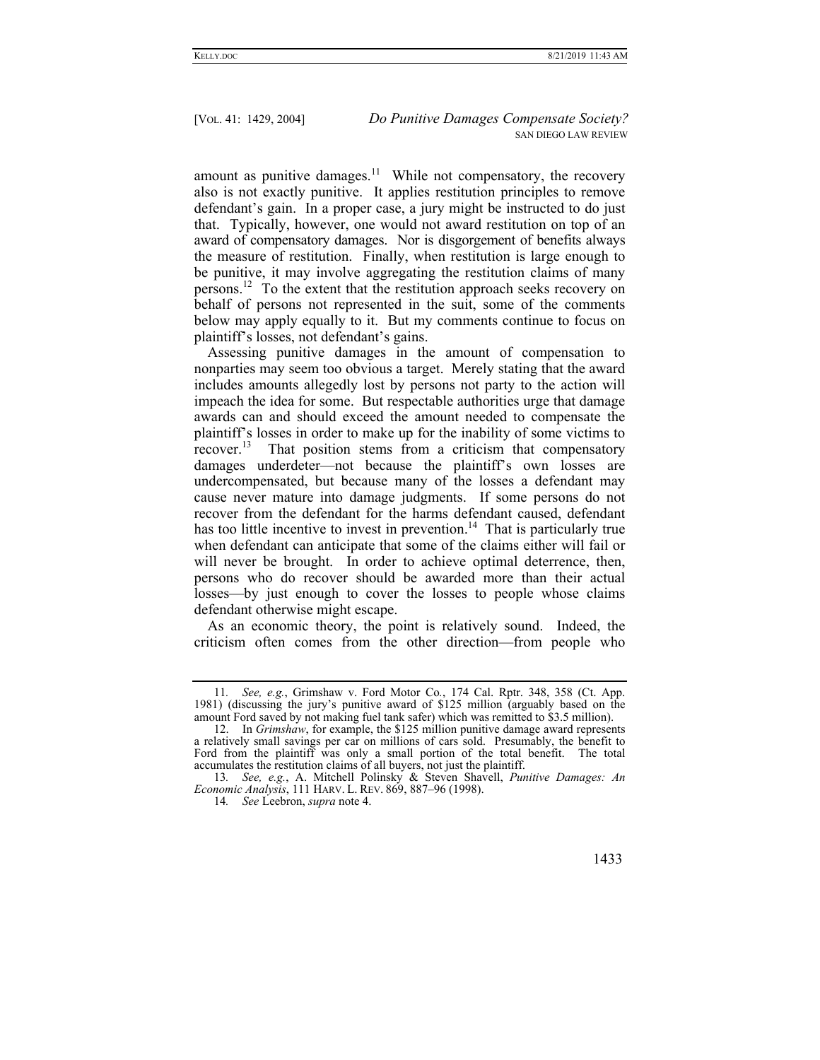amount as punitive damages.[11] While not compensatory, the recovery also is not exactly punitive. It applies restitution principles to remove defendant's gain. In a proper case, a jury might be instructed to do just that. Typically, however, one would not award restitution on top of an award of compensatory damages. Nor is disgorgement of benefits always the measure of restitution. Finally, when restitution is large enough to be punitive, it may involve aggregating the restitution claims of many persons.[12] To the extent that the restitution approach seeks recovery on behalf of persons not represented in the suit, some of the comments below may apply equally to it. But my comments continue to focus on plaintiff's losses, not defendant's gains.

Assessing punitive damages in the amount of compensation to nonparties may seem too obvious a target. Merely stating that the award includes amounts allegedly lost by persons not party to the action will impeach the idea for some. But respectable authorities urge that damage awards can and should exceed the amount needed to compensate the plaintiff's losses in order to make up for the inability of some victims to recover.[13] That position stems from a criticism that compensatory damages underdeter—not because the plaintiff's own losses are undercompensated, but because many of the losses a defendant may cause never mature into damage judgments. If some persons do not recover from the defendant for the harms defendant caused, defendant has too little incentive to invest in prevention.[14] That is particularly true when defendant can anticipate that some of the claims either will fail or will never be brought. In order to achieve optimal deterrence, then, persons who do recover should be awarded more than their actual losses—by just enough to cover the losses to people whose claims defendant otherwise might escape.

As an economic theory, the point is relatively sound. Indeed, the criticism often comes from the other direction—from people who

---

11. *See, e.g.*, Grimshaw v. Ford Motor Co., 174 Cal. Rptr. 348, 358 (Ct. App. 1981) (discussing the jury's punitive award of $125 million (arguably based on the amount Ford saved by not making fuel tank safer) which was remitted to $3.5 million).

12. In *Grimshaw*, for example, the $125 million punitive damage award represents a relatively small savings per car on millions of cars sold. Presumably, the benefit to Ford from the plaintiff was only a small portion of the total benefit. The total accumulates the restitution claims of all buyers, not just the plaintiff.

13. *See, e.g.*, A. Mitchell Polinsky & Steven Shavell, *Punitive Damages: An Economic Analysis*, 111 HARV. L. REV. 869, 887–96 (1998).

14. *See* Leebron, *supra* note 4.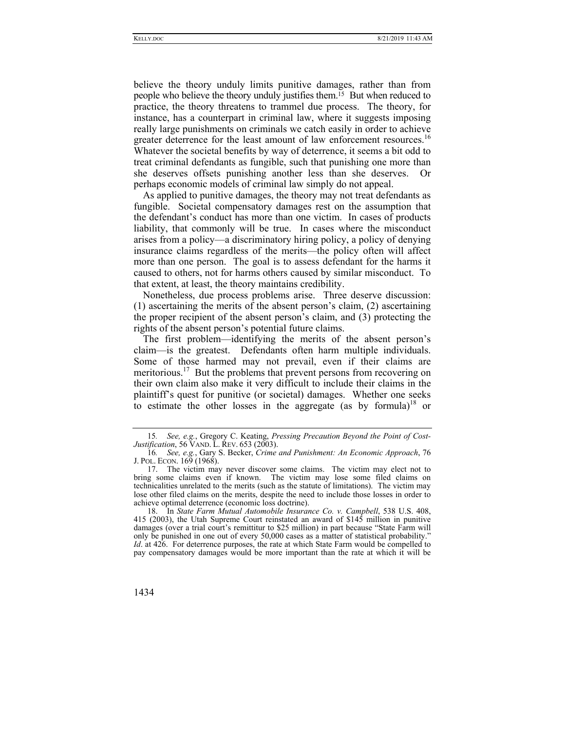believe the theory unduly limits punitive damages, rather than from people who believe the theory unduly justifies them.[15] But when reduced to practice, the theory threatens to trammel due process. The theory, for instance, has a counterpart in criminal law, where it suggests imposing really large punishments on criminals we catch easily in order to achieve greater deterrence for the least amount of law enforcement resources.[16] Whatever the societal benefits by way of deterrence, it seems a bit odd to treat criminal defendants as fungible, such that punishing one more than she deserves offsets punishing another less than she deserves. Or perhaps economic models of criminal law simply do not appeal.

As applied to punitive damages, the theory may not treat defendants as fungible. Societal compensatory damages rest on the assumption that the defendant's conduct has more than one victim. In cases of products liability, that commonly will be true. In cases where the misconduct arises from a policy—a discriminatory hiring policy, a policy of denying insurance claims regardless of the merits—the policy often will affect more than one person. The goal is to assess defendant for the harms it caused to others, not for harms others caused by similar misconduct. To that extent, at least, the theory maintains credibility.

Nonetheless, due process problems arise. Three deserve discussion: (1) ascertaining the merits of the absent person's claim, (2) ascertaining the proper recipient of the absent person's claim, and (3) protecting the rights of the absent person's potential future claims.

The first problem—identifying the merits of the absent person's claim—is the greatest. Defendants often harm multiple individuals. Some of those harmed may not prevail, even if their claims are meritorious.[17] But the problems that prevent persons from recovering on their own claim also make it very difficult to include their claims in the plaintiff's quest for punitive (or societal) damages. Whether one seeks to estimate the other losses in the aggregate (as by formula)[18] or

---

15. *See, e.g.*, Gregory C. Keating, *Pressing Precaution Beyond the Point of Cost-Justification*, 56 VAND. L. REV. 653 (2003).

16. *See, e.g.*, Gary S. Becker, *Crime and Punishment: An Economic Approach*, 76 J. POL. ECON. 169 (1968).

17. The victim may never discover some claims. The victim may elect not to bring some claims even if known. The victim may lose some filed claims on technicalities unrelated to the merits (such as the statute of limitations). The victim may lose other filed claims on the merits, despite the need to include those losses in order to achieve optimal deterrence (economic loss doctrine).

18. In *State Farm Mutual Automobile Insurance Co. v. Campbell*, 538 U.S. 408, 415 (2003), the Utah Supreme Court reinstated an award of $145 million in punitive damages (over a trial court's remittitur to $25 million) in part because "State Farm will only be punished in one out of every 50,000 cases as a matter of statistical probability." *Id*. at 426. For deterrence purposes, the rate at which State Farm would be compelled to pay compensatory damages would be more important than the rate at which it will be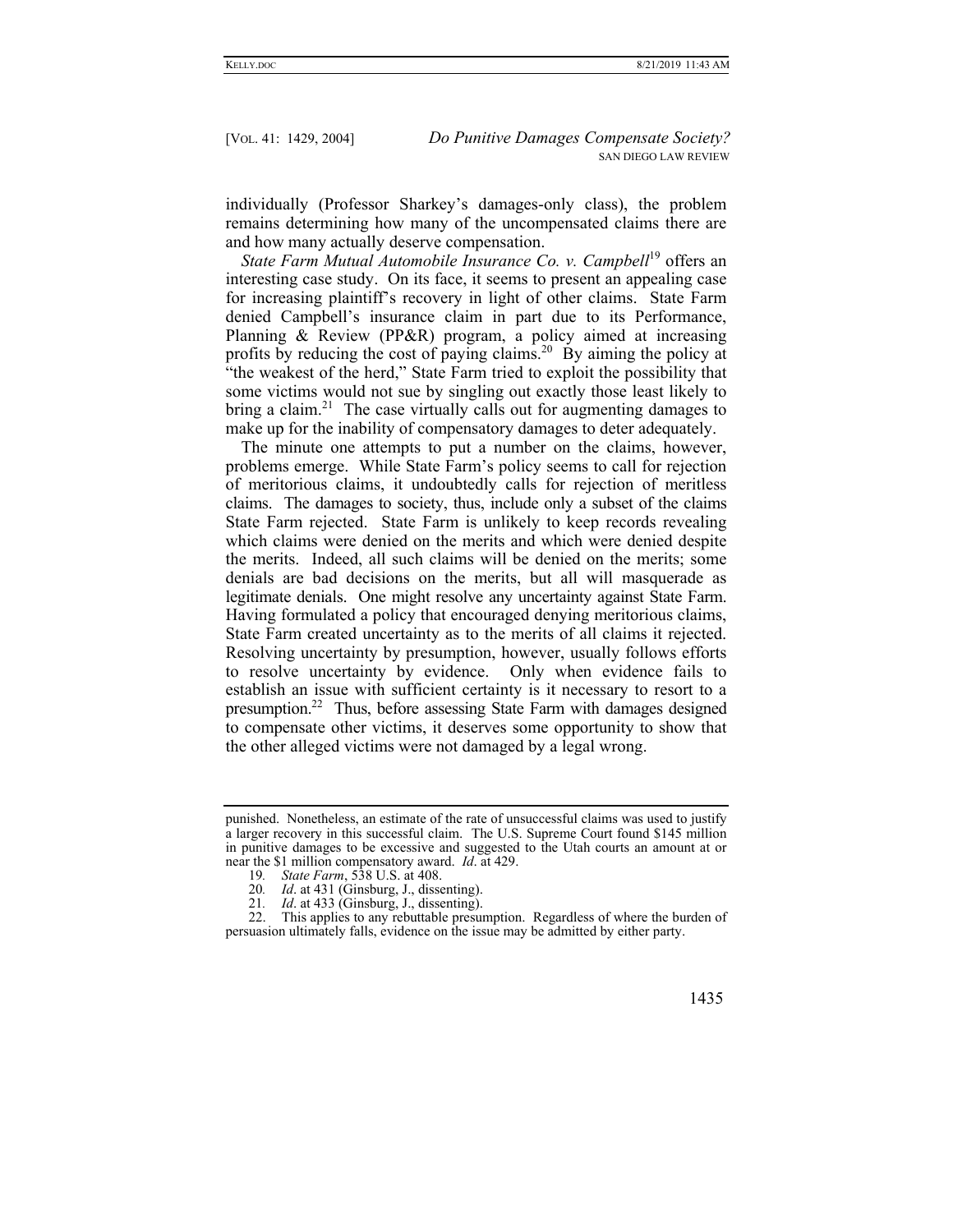individually (Professor Sharkey's damages-only class), the problem remains determining how many of the uncompensated claims there are and how many actually deserve compensation.

*State Farm Mutual Automobile Insurance Co. v. Campbell*[19] offers an interesting case study. On its face, it seems to present an appealing case for increasing plaintiff's recovery in light of other claims. State Farm denied Campbell's insurance claim in part due to its Performance, Planning & Review (PP&R) program, a policy aimed at increasing profits by reducing the cost of paying claims.[20] By aiming the policy at "the weakest of the herd," State Farm tried to exploit the possibility that some victims would not sue by singling out exactly those least likely to bring a claim.[21] The case virtually calls out for augmenting damages to make up for the inability of compensatory damages to deter adequately.

The minute one attempts to put a number on the claims, however, problems emerge. While State Farm's policy seems to call for rejection of meritorious claims, it undoubtedly calls for rejection of meritless claims. The damages to society, thus, include only a subset of the claims State Farm rejected. State Farm is unlikely to keep records revealing which claims were denied on the merits and which were denied despite the merits. Indeed, all such claims will be denied on the merits; some denials are bad decisions on the merits, but all will masquerade as legitimate denials. One might resolve any uncertainty against State Farm. Having formulated a policy that encouraged denying meritorious claims, State Farm created uncertainty as to the merits of all claims it rejected. Resolving uncertainty by presumption, however, usually follows efforts to resolve uncertainty by evidence. Only when evidence fails to establish an issue with sufficient certainty is it necessary to resort to a presumption.[22] Thus, before assessing State Farm with damages designed to compensate other victims, it deserves some opportunity to show that the other alleged victims were not damaged by a legal wrong.

---

punished. Nonetheless, an estimate of the rate of unsuccessful claims was used to justify a larger recovery in this successful claim. The U.S. Supreme Court found $145 million in punitive damages to be excessive and suggested to the Utah courts an amount at or near the $1 million compensatory award. *Id*. at 429.

19. *State Farm*, 538 U.S. at 408.

20. *Id*. at 431 (Ginsburg, J., dissenting).

21. *Id*. at 433 (Ginsburg, J., dissenting).

22. This applies to any rebuttable presumption. Regardless of where the burden of persuasion ultimately falls, evidence on the issue may be admitted by either party.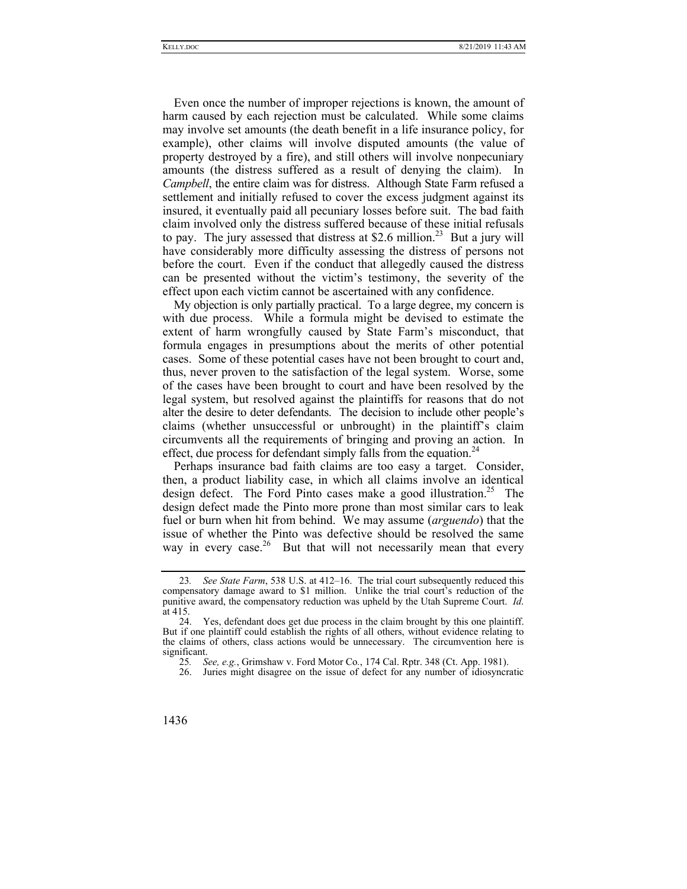Even once the number of improper rejections is known, the amount of harm caused by each rejection must be calculated. While some claims may involve set amounts (the death benefit in a life insurance policy, for example), other claims will involve disputed amounts (the value of property destroyed by a fire), and still others will involve nonpecuniary amounts (the distress suffered as a result of denying the claim). In *Campbell*, the entire claim was for distress. Although State Farm refused a settlement and initially refused to cover the excess judgment against its insured, it eventually paid all pecuniary losses before suit. The bad faith claim involved only the distress suffered because of these initial refusals to pay. The jury assessed that distress at \$2.6 million.[23] But a jury will have considerably more difficulty assessing the distress of persons not before the court. Even if the conduct that allegedly caused the distress can be presented without the victim's testimony, the severity of the effect upon each victim cannot be ascertained with any confidence.

My objection is only partially practical. To a large degree, my concern is with due process. While a formula might be devised to estimate the extent of harm wrongfully caused by State Farm's misconduct, that formula engages in presumptions about the merits of other potential cases. Some of these potential cases have not been brought to court and, thus, never proven to the satisfaction of the legal system. Worse, some of the cases have been brought to court and have been resolved by the legal system, but resolved against the plaintiffs for reasons that do not alter the desire to deter defendants. The decision to include other people's claims (whether unsuccessful or unbrought) in the plaintiff's claim circumvents all the requirements of bringing and proving an action. In effect, due process for defendant simply falls from the equation.[24]

Perhaps insurance bad faith claims are too easy a target. Consider, then, a product liability case, in which all claims involve an identical design defect. The Ford Pinto cases make a good illustration.[25] The design defect made the Pinto more prone than most similar cars to leak fuel or burn when hit from behind. We may assume (*arguendo*) that the issue of whether the Pinto was defective should be resolved the same way in every case.[26] But that will not necessarily mean that every

---

23. *See State Farm*, 538 U.S. at 412–16. The trial court subsequently reduced this compensatory damage award to \$1 million. Unlike the trial court's reduction of the punitive award, the compensatory reduction was upheld by the Utah Supreme Court. *Id.* at 415.

24. Yes, defendant does get due process in the claim brought by this one plaintiff. But if one plaintiff could establish the rights of all others, without evidence relating to the claims of others, class actions would be unnecessary. The circumvention here is significant.

25. *See, e.g.*, Grimshaw v. Ford Motor Co., 174 Cal. Rptr. 348 (Ct. App. 1981).

26. Juries might disagree on the issue of defect for any number of idiosyncratic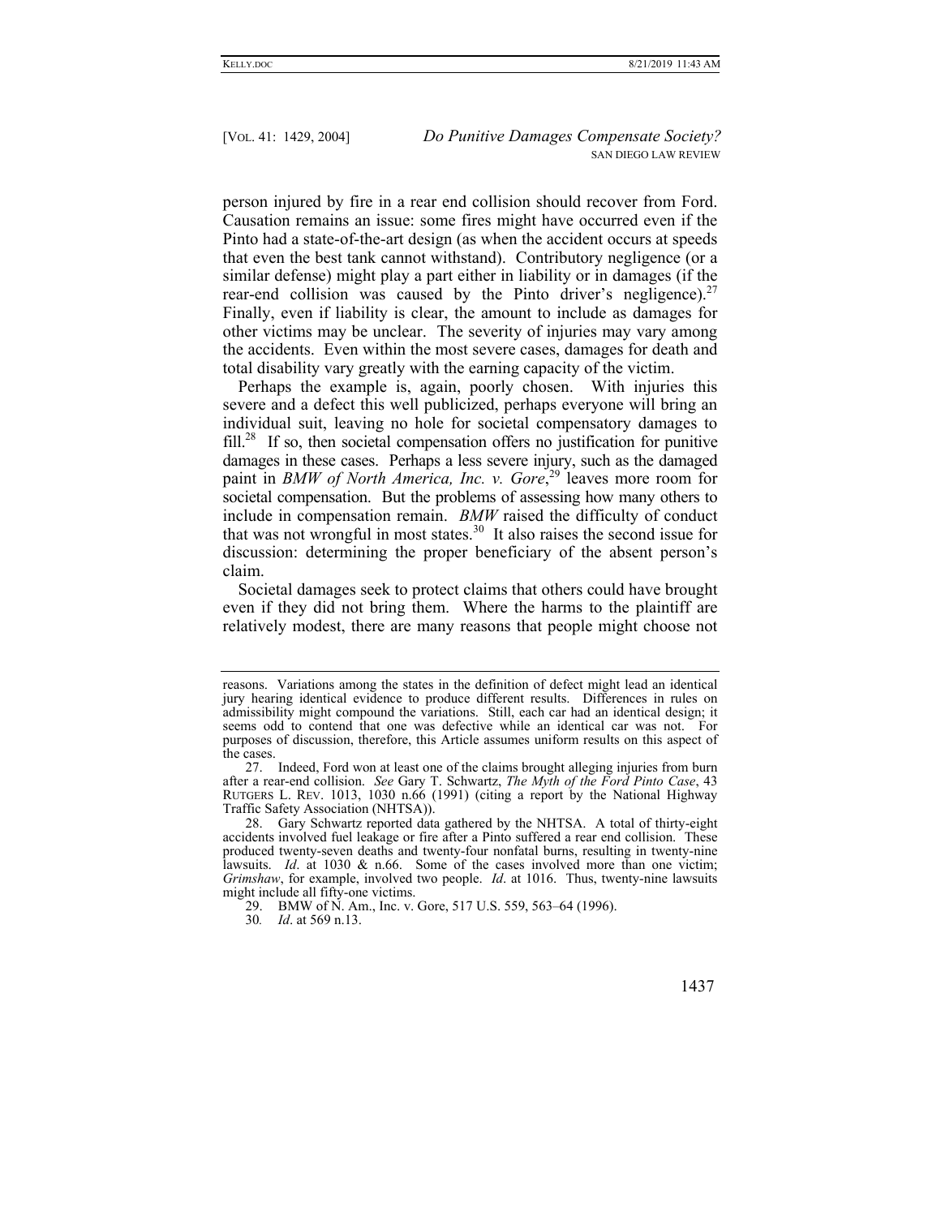person injured by fire in a rear end collision should recover from Ford. Causation remains an issue: some fires might have occurred even if the Pinto had a state-of-the-art design (as when the accident occurs at speeds that even the best tank cannot withstand). Contributory negligence (or a similar defense) might play a part either in liability or in damages (if the rear-end collision was caused by the Pinto driver's negligence).[27] Finally, even if liability is clear, the amount to include as damages for other victims may be unclear. The severity of injuries may vary among the accidents. Even within the most severe cases, damages for death and total disability vary greatly with the earning capacity of the victim.

Perhaps the example is, again, poorly chosen. With injuries this severe and a defect this well publicized, perhaps everyone will bring an individual suit, leaving no hole for societal compensatory damages to fill.[28] If so, then societal compensation offers no justification for punitive damages in these cases. Perhaps a less severe injury, such as the damaged paint in *BMW of North America, Inc. v. Gore*,[29] leaves more room for societal compensation. But the problems of assessing how many others to include in compensation remain. *BMW* raised the difficulty of conduct that was not wrongful in most states.[30] It also raises the second issue for discussion: determining the proper beneficiary of the absent person's claim.

Societal damages seek to protect claims that others could have brought even if they did not bring them. Where the harms to the plaintiff are relatively modest, there are many reasons that people might choose not

---

reasons. Variations among the states in the definition of defect might lead an identical jury hearing identical evidence to produce different results. Differences in rules on admissibility might compound the variations. Still, each car had an identical design; it seems odd to contend that one was defective while an identical car was not. For purposes of discussion, therefore, this Article assumes uniform results on this aspect of the cases.

27. Indeed, Ford won at least one of the claims brought alleging injuries from burn after a rear-end collision. *See* Gary T. Schwartz, *The Myth of the Ford Pinto Case*, 43 RUTGERS L. REV. 1013, 1030 n.66 (1991) (citing a report by the National Highway Traffic Safety Association (NHTSA)).

28. Gary Schwartz reported data gathered by the NHTSA. A total of thirty-eight accidents involved fuel leakage or fire after a Pinto suffered a rear end collision. These produced twenty-seven deaths and twenty-four nonfatal burns, resulting in twenty-nine lawsuits. *Id*. at 1030 & n.66. Some of the cases involved more than one victim; *Grimshaw*, for example, involved two people. *Id*. at 1016. Thus, twenty-nine lawsuits might include all fifty-one victims.

29. BMW of N. Am., Inc. v. Gore, 517 U.S. 559, 563–64 (1996).

30. *Id*. at 569 n.13.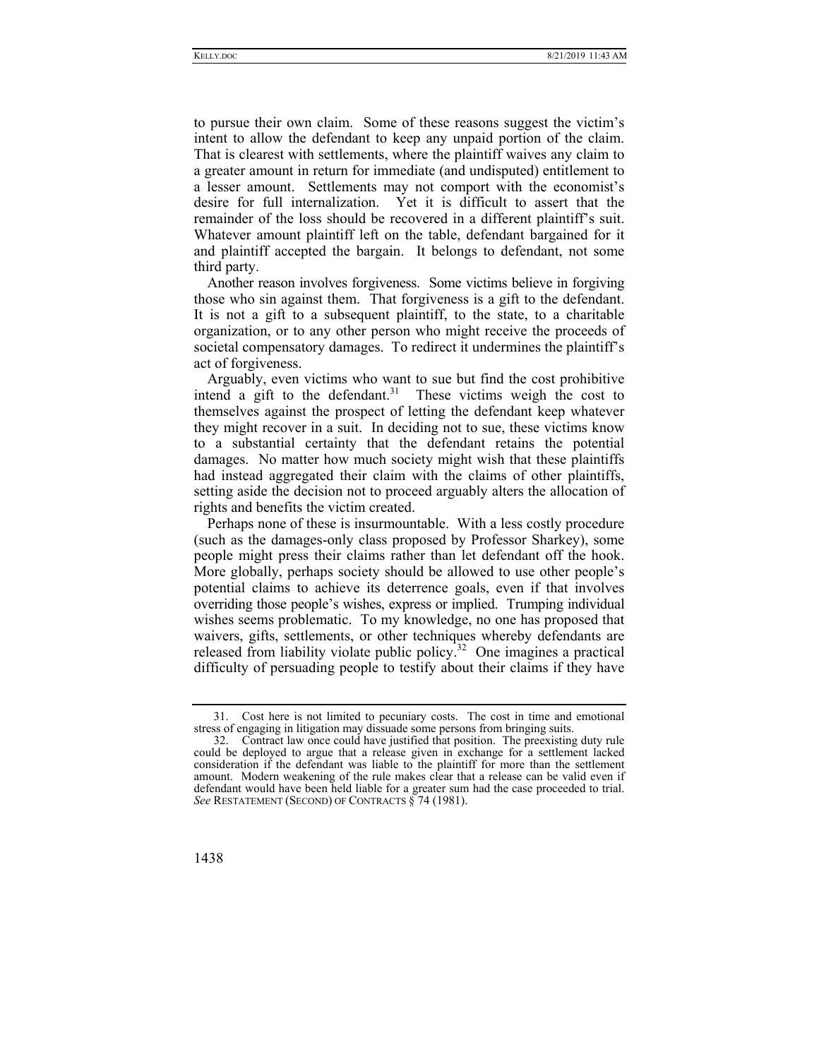to pursue their own claim. Some of these reasons suggest the victim's intent to allow the defendant to keep any unpaid portion of the claim. That is clearest with settlements, where the plaintiff waives any claim to a greater amount in return for immediate (and undisputed) entitlement to a lesser amount. Settlements may not comport with the economist's desire for full internalization. Yet it is difficult to assert that the remainder of the loss should be recovered in a different plaintiff's suit. Whatever amount plaintiff left on the table, defendant bargained for it and plaintiff accepted the bargain. It belongs to defendant, not some third party.

Another reason involves forgiveness. Some victims believe in forgiving those who sin against them. That forgiveness is a gift to the defendant. It is not a gift to a subsequent plaintiff, to the state, to a charitable organization, or to any other person who might receive the proceeds of societal compensatory damages. To redirect it undermines the plaintiff's act of forgiveness.

Arguably, even victims who want to sue but find the cost prohibitive intend a gift to the defendant.[31] These victims weigh the cost to themselves against the prospect of letting the defendant keep whatever they might recover in a suit. In deciding not to sue, these victims know to a substantial certainty that the defendant retains the potential damages. No matter how much society might wish that these plaintiffs had instead aggregated their claim with the claims of other plaintiffs, setting aside the decision not to proceed arguably alters the allocation of rights and benefits the victim created.

Perhaps none of these is insurmountable. With a less costly procedure (such as the damages-only class proposed by Professor Sharkey), some people might press their claims rather than let defendant off the hook. More globally, perhaps society should be allowed to use other people's potential claims to achieve its deterrence goals, even if that involves overriding those people's wishes, express or implied. Trumping individual wishes seems problematic. To my knowledge, no one has proposed that waivers, gifts, settlements, or other techniques whereby defendants are released from liability violate public policy.[32] One imagines a practical difficulty of persuading people to testify about their claims if they have

---

31. Cost here is not limited to pecuniary costs. The cost in time and emotional stress of engaging in litigation may dissuade some persons from bringing suits.

32. Contract law once could have justified that position. The preexisting duty rule could be deployed to argue that a release given in exchange for a settlement lacked consideration if the defendant was liable to the plaintiff for more than the settlement amount. Modern weakening of the rule makes clear that a release can be valid even if defendant would have been held liable for a greater sum had the case proceeded to trial. *See* RESTATEMENT (SECOND) OF CONTRACTS § 74 (1981).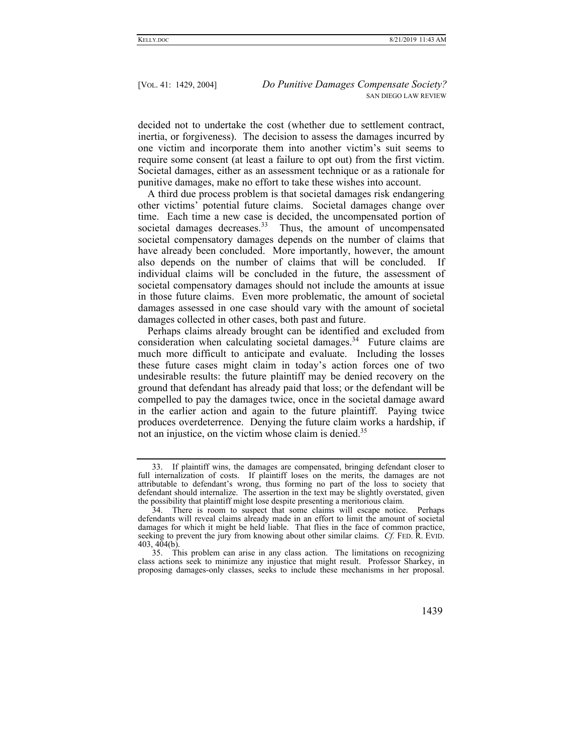decided not to undertake the cost (whether due to settlement contract, inertia, or forgiveness). The decision to assess the damages incurred by one victim and incorporate them into another victim's suit seems to require some consent (at least a failure to opt out) from the first victim. Societal damages, either as an assessment technique or as a rationale for punitive damages, make no effort to take these wishes into account.

A third due process problem is that societal damages risk endangering other victims' potential future claims. Societal damages change over time. Each time a new case is decided, the uncompensated portion of societal damages decreases.[33] Thus, the amount of uncompensated societal compensatory damages depends on the number of claims that have already been concluded. More importantly, however, the amount also depends on the number of claims that will be concluded. If individual claims will be concluded in the future, the assessment of societal compensatory damages should not include the amounts at issue in those future claims. Even more problematic, the amount of societal damages assessed in one case should vary with the amount of societal damages collected in other cases, both past and future.

Perhaps claims already brought can be identified and excluded from consideration when calculating societal damages.[34] Future claims are much more difficult to anticipate and evaluate. Including the losses these future cases might claim in today's action forces one of two undesirable results: the future plaintiff may be denied recovery on the ground that defendant has already paid that loss; or the defendant will be compelled to pay the damages twice, once in the societal damage award in the earlier action and again to the future plaintiff. Paying twice produces overdeterrence. Denying the future claim works a hardship, if not an injustice, on the victim whose claim is denied.[35]

---

33. If plaintiff wins, the damages are compensated, bringing defendant closer to full internalization of costs. If plaintiff loses on the merits, the damages are not attributable to defendant's wrong, thus forming no part of the loss to society that defendant should internalize. The assertion in the text may be slightly overstated, given the possibility that plaintiff might lose despite presenting a meritorious claim.

34. There is room to suspect that some claims will escape notice. Perhaps defendants will reveal claims already made in an effort to limit the amount of societal damages for which it might be held liable. That flies in the face of common practice, seeking to prevent the jury from knowing about other similar claims. *Cf.* FED. R. EVID. 403, 404(b).

35. This problem can arise in any class action. The limitations on recognizing class actions seek to minimize any injustice that might result. Professor Sharkey, in proposing damages-only classes, seeks to include these mechanisms in her proposal.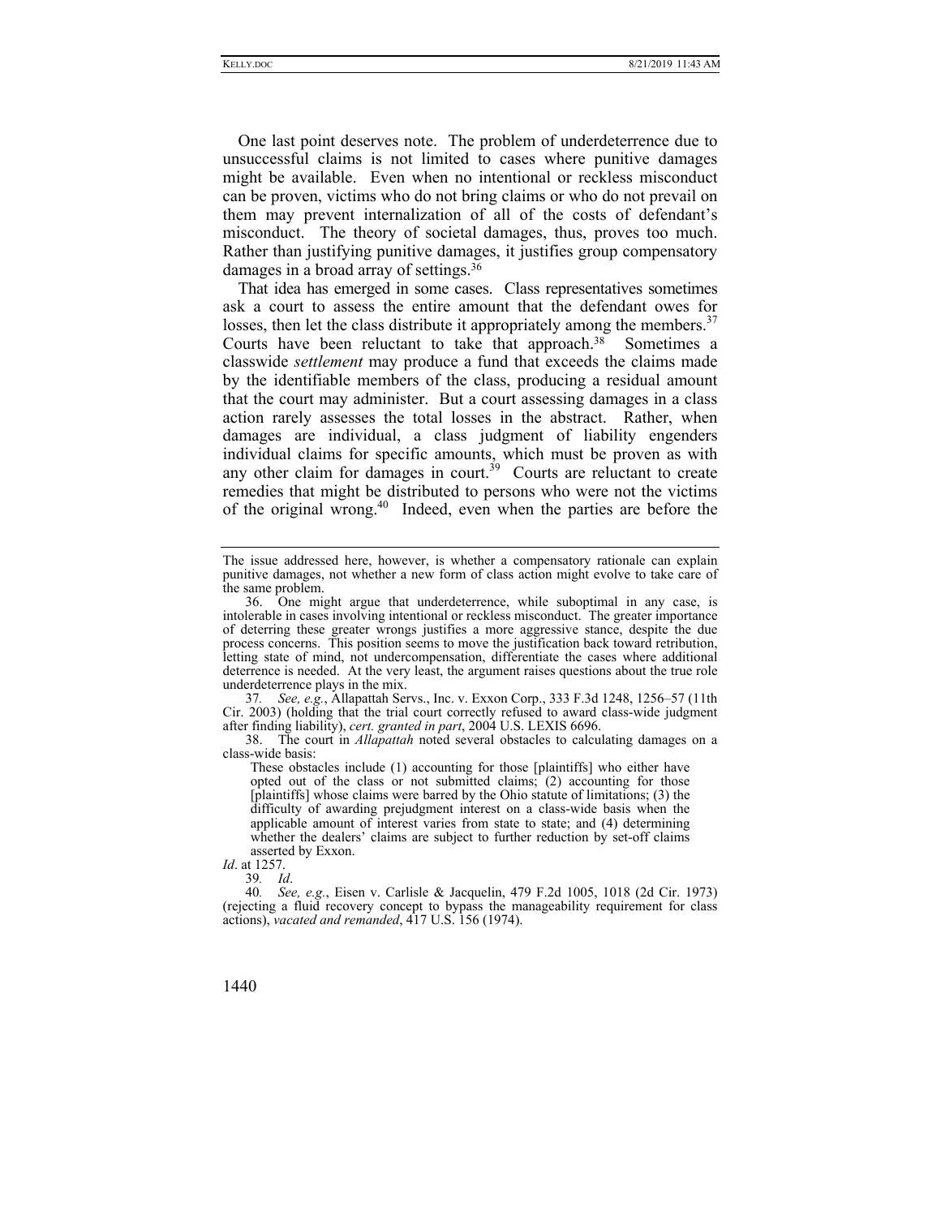One last point deserves note. The problem of underdeterrence due to unsuccessful claims is not limited to cases where punitive damages might be available. Even when no intentional or reckless misconduct can be proven, victims who do not bring claims or who do not prevail on them may prevent internalization of all of the costs of defendant's misconduct. The theory of societal damages, thus, proves too much. Rather than justifying punitive damages, it justifies group compensatory damages in a broad array of settings.[36]

That idea has emerged in some cases. Class representatives sometimes ask a court to assess the entire amount that the defendant owes for losses, then let the class distribute it appropriately among the members.[37] Courts have been reluctant to take that approach.[38] Sometimes a classwide *settlement* may produce a fund that exceeds the claims made by the identifiable members of the class, producing a residual amount that the court may administer. But a court assessing damages in a class action rarely assesses the total losses in the abstract. Rather, when damages are individual, a class judgment of liability engenders individual claims for specific amounts, which must be proven as with any other claim for damages in court.[39] Courts are reluctant to create remedies that might be distributed to persons who were not the victims of the original wrong.[40] Indeed, even when the parties are before the

---

The issue addressed here, however, is whether a compensatory rationale can explain punitive damages, not whether a new form of class action might evolve to take care of the same problem.

36. One might argue that underdeterrence, while suboptimal in any case, is intolerable in cases involving intentional or reckless misconduct. The greater importance of deterring these greater wrongs justifies a more aggressive stance, despite the due process concerns. This position seems to move the justification back toward retribution, letting state of mind, not undercompensation, differentiate the cases where additional deterrence is needed. At the very least, the argument raises questions about the true role underdeterrence plays in the mix.

37. *See, e.g.*, Allapattah Servs., Inc. v. Exxon Corp., 333 F.3d 1248, 1256–57 (11th Cir. 2003) (holding that the trial court correctly refused to award class-wide judgment after finding liability), *cert. granted in part*, 2004 U.S. LEXIS 6696.

38. The court in *Allapattah* noted several obstacles to calculating damages on a class-wide basis:

> These obstacles include (1) accounting for those [plaintiffs] who either have opted out of the class or not submitted claims; (2) accounting for those [plaintiffs] whose claims were barred by the Ohio statute of limitations; (3) the difficulty of awarding prejudgment interest on a class-wide basis when the applicable amount of interest varies from state to state; and (4) determining whether the dealers' claims are subject to further reduction by set-off claims asserted by Exxon.

*Id*. at 1257.

39. *Id*.

40. *See, e.g.*, Eisen v. Carlisle & Jacquelin, 479 F.2d 1005, 1018 (2d Cir. 1973) (rejecting a fluid recovery concept to bypass the manageability requirement for class actions), *vacated and remanded*, 417 U.S. 156 (1974).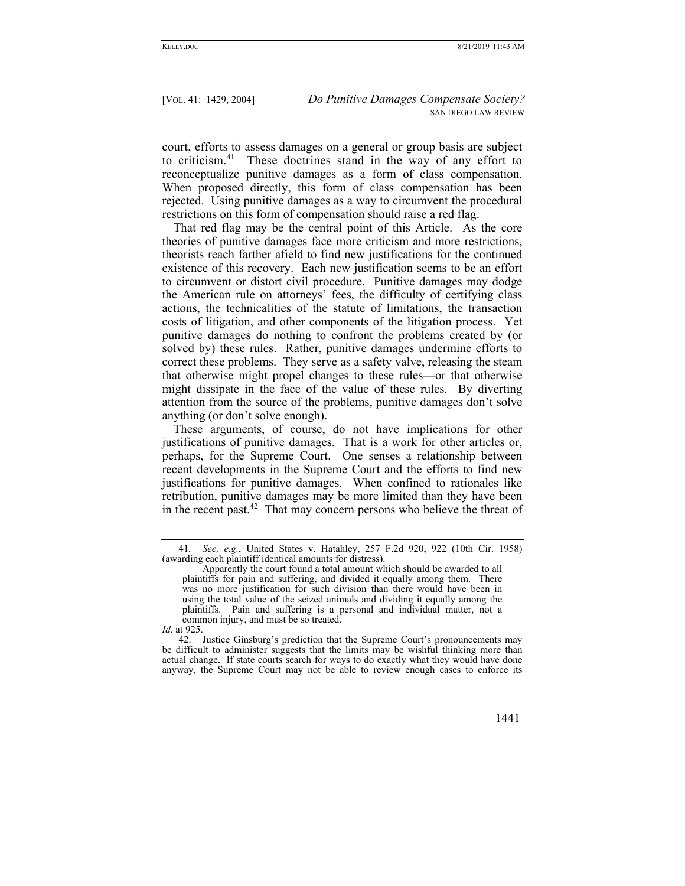court, efforts to assess damages on a general or group basis are subject to criticism.[41] These doctrines stand in the way of any effort to reconceptualize punitive damages as a form of class compensation. When proposed directly, this form of class compensation has been rejected. Using punitive damages as a way to circumvent the procedural restrictions on this form of compensation should raise a red flag.

That red flag may be the central point of this Article. As the core theories of punitive damages face more criticism and more restrictions, theorists reach farther afield to find new justifications for the continued existence of this recovery. Each new justification seems to be an effort to circumvent or distort civil procedure. Punitive damages may dodge the American rule on attorneys' fees, the difficulty of certifying class actions, the technicalities of the statute of limitations, the transaction costs of litigation, and other components of the litigation process. Yet punitive damages do nothing to confront the problems created by (or solved by) these rules. Rather, punitive damages undermine efforts to correct these problems. They serve as a safety valve, releasing the steam that otherwise might propel changes to these rules—or that otherwise might dissipate in the face of the value of these rules. By diverting attention from the source of the problems, punitive damages don't solve anything (or don't solve enough).

These arguments, of course, do not have implications for other justifications of punitive damages. That is a work for other articles or, perhaps, for the Supreme Court. One senses a relationship between recent developments in the Supreme Court and the efforts to find new justifications for punitive damages. When confined to rationales like retribution, punitive damages may be more limited than they have been in the recent past.[42] That may concern persons who believe the threat of

---

41. *See, e.g.*, United States v. Hatahley, 257 F.2d 920, 922 (10th Cir. 1958) (awarding each plaintiff identical amounts for distress).

> Apparently the court found a total amount which should be awarded to all plaintiffs for pain and suffering, and divided it equally among them. There was no more justification for such division than there would have been in using the total value of the seized animals and dividing it equally among the plaintiffs. Pain and suffering is a personal and individual matter, not a common injury, and must be so treated.

*Id*. at 925.

42. Justice Ginsburg's prediction that the Supreme Court's pronouncements may be difficult to administer suggests that the limits may be wishful thinking more than actual change. If state courts search for ways to do exactly what they would have done anyway, the Supreme Court may not be able to review enough cases to enforce its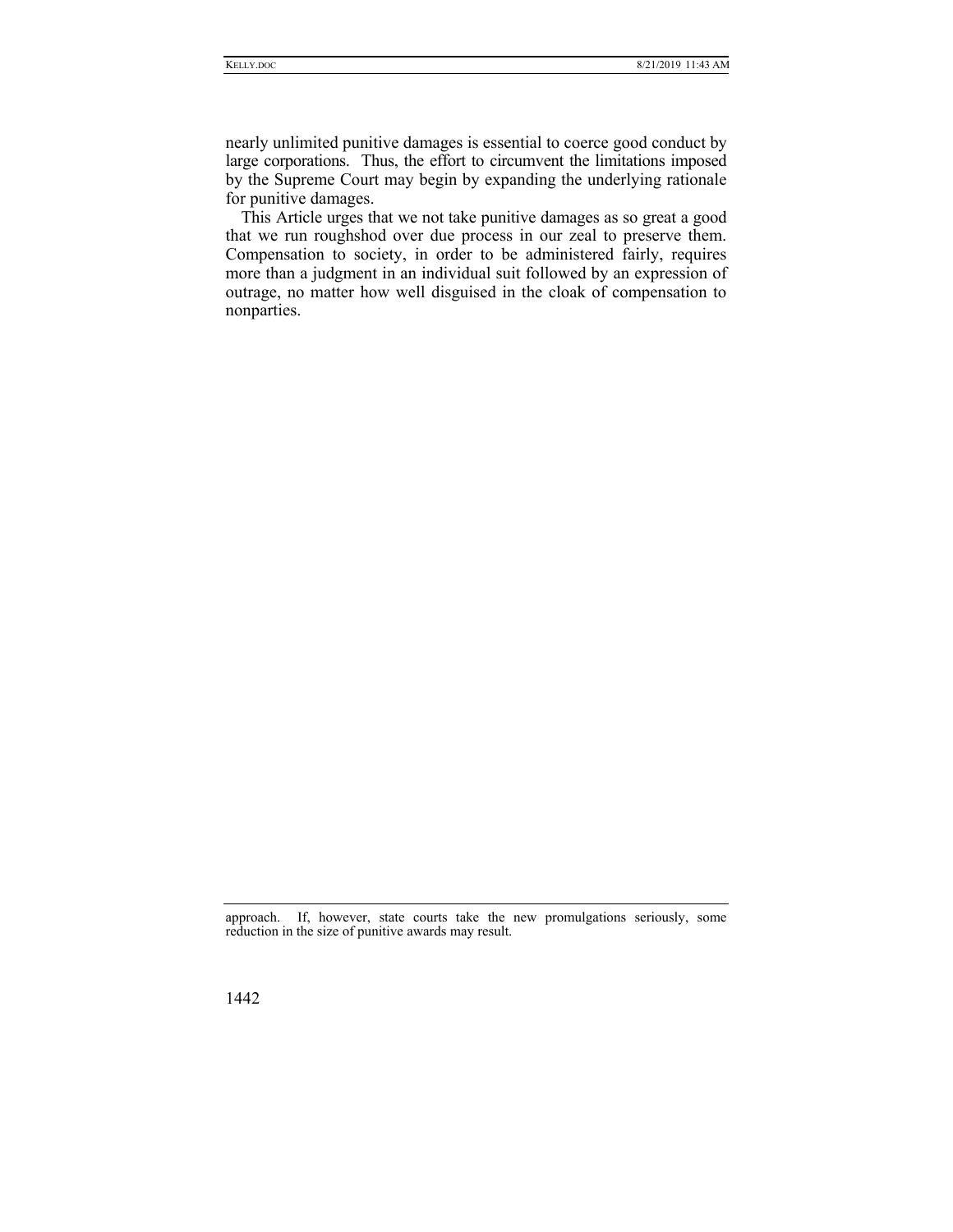nearly unlimited punitive damages is essential to coerce good conduct by large corporations. Thus, the effort to circumvent the limitations imposed by the Supreme Court may begin by expanding the underlying rationale for punitive damages.

This Article urges that we not take punitive damages as so great a good that we run roughshod over due process in our zeal to preserve them. Compensation to society, in order to be administered fairly, requires more than a judgment in an individual suit followed by an expression of outrage, no matter how well disguised in the cloak of compensation to nonparties.

---

approach. If, however, state courts take the new promulgations seriously, some reduction in the size of punitive awards may result.